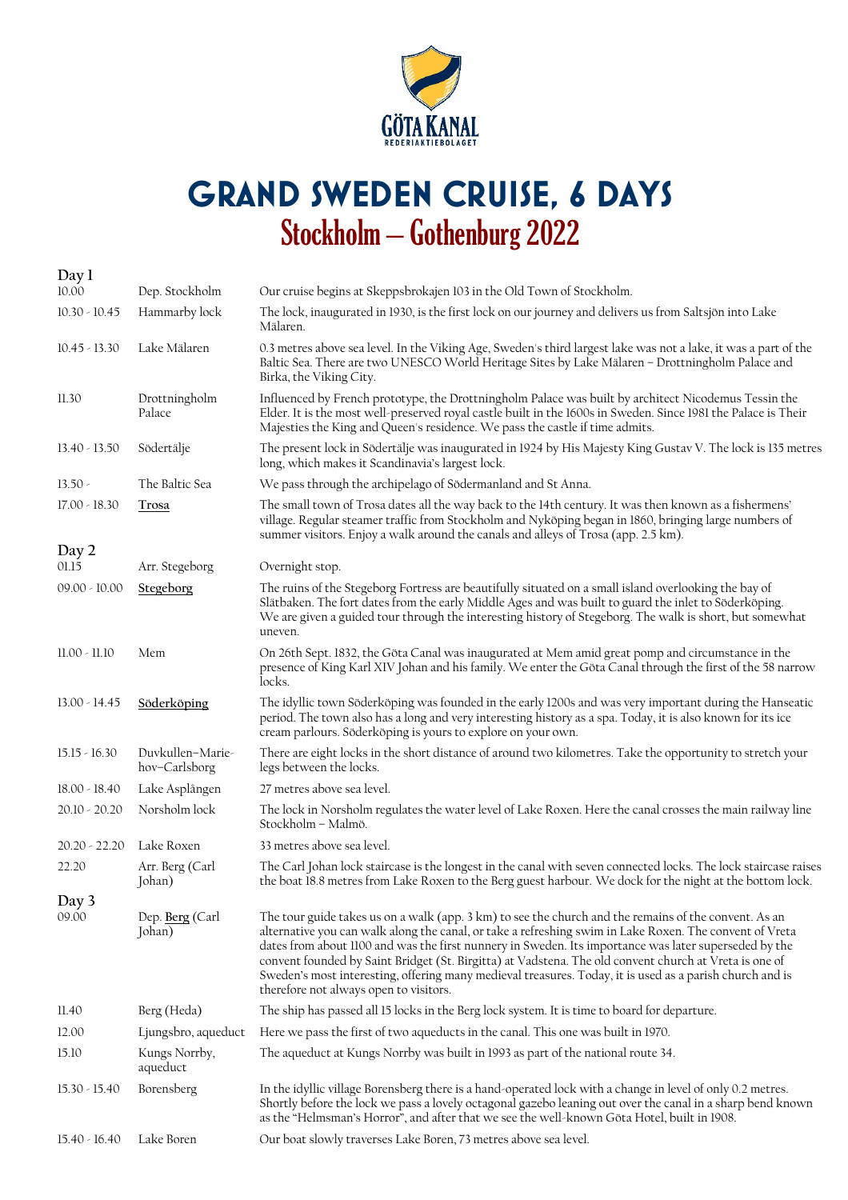GÖTA KANAL
REDERIAKTIEBOLAGET

# GRAND SWEDEN CRUISE, 6 DAYS
## Stockholm – Gothenburg 2022

### Day 1

| | | |
|---|---|---|
| 10.00 | Dep. Stockholm | Our cruise begins at Skeppsbrokajen 103 in the Old Town of Stockholm. |
| 10.30 - 10.45 | Hammarby lock | The lock, inaugurated in 1930, is the first lock on our journey and delivers us from Saltsjön into Lake Mälaren. |
| 10.45 - 13.30 | Lake Mälaren | 0.3 metres above sea level. In the Viking Age, Sweden's third largest lake was not a lake, it was a part of the Baltic Sea. There are two UNESCO World Heritage Sites by Lake Mälaren – Drottningholm Palace and Birka, the Viking City. |
| 11.30 | Drottningholm Palace | Influenced by French prototype, the Drottningholm Palace was built by architect Nicodemus Tessin the Elder. It is the most well-preserved royal castle built in the 1600s in Sweden. Since 1981 the Palace is Their Majesties the King and Queen's residence. We pass the castle if time admits. |
| 13.40 - 13.50 | Södertälje | The present lock in Södertälje was inaugurated in 1924 by His Majesty King Gustav V. The lock is 135 metres long, which makes it Scandinavia's largest lock. |
| 13.50 - | The Baltic Sea | We pass through the archipelago of Södermanland and St Anna. |
| 17.00 - 18.30 | **Trosa** | The small town of Trosa dates all the way back to the 14th century. It was then known as a fishermens' village. Regular steamer traffic from Stockholm and Nyköping began in 1860, bringing large numbers of summer visitors. Enjoy a walk around the canals and alleys of Trosa (app. 2.5 km). |

### Day 2

| | | |
|---|---|---|
| 01.15 | Arr. Stegeborg | Overnight stop. |
| 09.00 - 10.00 | **Stegeborg** | The ruins of the Stegeborg Fortress are beautifully situated on a small island overlooking the bay of Slätbaken. The fort dates from the early Middle Ages and was built to guard the inlet to Söderköping. We are given a guided tour through the interesting history of Stegeborg. The walk is short, but somewhat uneven. |
| 11.00 - 11.10 | Mem | On 26th Sept. 1832, the Göta Canal was inaugurated at Mem amid great pomp and circumstance in the presence of King Karl XIV Johan and his family. We enter the Göta Canal through the first of the 58 narrow locks. |
| 13.00 - 14.45 | **Söderköping** | The idyllic town Söderköping was founded in the early 1200s and was very important during the Hanseatic period. The town also has a long and very interesting history as a spa. Today, it is also known for its ice cream parlours. Söderköping is yours to explore on your own. |
| 15.15 - 16.30 | Duvkullen–Marie-hov–Carlsborg | There are eight locks in the short distance of around two kilometres. Take the opportunity to stretch your legs between the locks. |
| 18.00 - 18.40 | Lake Asplången | 27 metres above sea level. |
| 20.10 - 20.20 | Norsholm lock | The lock in Norsholm regulates the water level of Lake Roxen. Here the canal crosses the main railway line Stockholm – Malmö. |
| 20.20 - 22.20 | Lake Roxen | 33 metres above sea level. |
| 22.20 | Arr. Berg (Carl Johan) | The Carl Johan lock staircase is the longest in the canal with seven connected locks. The lock staircase raises the boat 18.8 metres from Lake Roxen to the Berg guest harbour. We dock for the night at the bottom lock. |

### Day 3

| | | |
|---|---|---|
| 09.00 | Dep. **Berg** (Carl Johan) | The tour guide takes us on a walk (app. 3 km) to see the church and the remains of the convent. As an alternative you can walk along the canal, or take a refreshing swim in Lake Roxen. The convent of Vreta dates from about 1100 and was the first nunnery in Sweden. Its importance was later superseded by the convent founded by Saint Bridget (St. Birgitta) at Vadstena. The old convent church at Vreta is one of Sweden's most interesting, offering many medieval treasures. Today, it is used as a parish church and is therefore not always open to visitors. |
| 11.40 | Berg (Heda) | The ship has passed all 15 locks in the Berg lock system. It is time to board for departure. |
| 12.00 | Ljungsbro, aqueduct | Here we pass the first of two aqueducts in the canal. This one was built in 1970. |
| 15.10 | Kungs Norrby, aqueduct | The aqueduct at Kungs Norrby was built in 1993 as part of the national route 34. |
| 15.30 - 15.40 | Borensberg | In the idyllic village Borensberg there is a hand-operated lock with a change in level of only 0.2 metres. Shortly before the lock we pass a lovely octagonal gazebo leaning out over the canal in a sharp bend known as the "Helmsman's Horror", and after that we see the well-known Göta Hotel, built in 1908. |
| 15.40 - 16.40 | Lake Boren | Our boat slowly traverses Lake Boren, 73 metres above sea level. |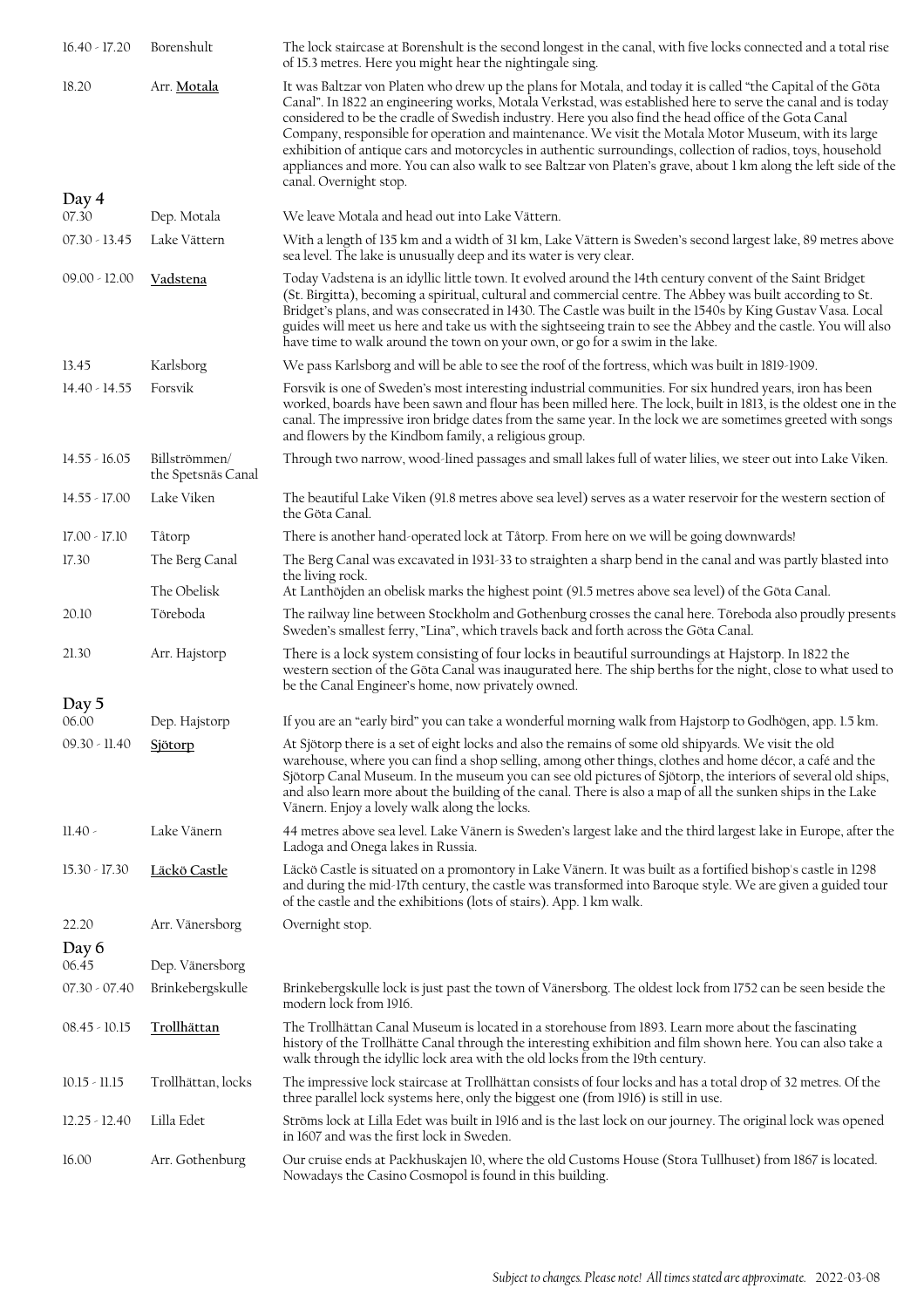| | | |
|---|---|---|
| 16.40 - 17.20 | Borenshult | The lock staircase at Borenshult is the second longest in the canal, with five locks connected and a total rise of 15.3 metres. Here you might hear the nightingale sing. |
| 18.20 | Arr. **Motala** | It was Baltzar von Platen who drew up the plans for Motala, and today it is called "the Capital of the Göta Canal". In 1822 an engineering works, Motala Verkstad, was established here to serve the canal and is today considered to be the cradle of Swedish industry. Here you also find the head office of the Gota Canal Company, responsible for operation and maintenance. We visit the Motala Motor Museum, with its large exhibition of antique cars and motorcycles in authentic surroundings, collection of radios, toys, household appliances and more. You can also walk to see Baltzar von Platen's grave, about 1 km along the left side of the canal. Overnight stop. |

## Day 4

| | | |
|---|---|---|
| 07.30 | Dep. Motala | We leave Motala and head out into Lake Vättern. |
| 07.30 - 13.45 | Lake Vättern | With a length of 135 km and a width of 31 km, Lake Vättern is Sweden's second largest lake, 89 metres above sea level. The lake is unusually deep and its water is very clear. |
| 09.00 - 12.00 | **Vadstena** | Today Vadstena is an idyllic little town. It evolved around the 14th century convent of the Saint Bridget (St. Birgitta), becoming a spiritual, cultural and commercial centre. The Abbey was built according to St. Bridget's plans, and was consecrated in 1430. The Castle was built in the 1540s by King Gustav Vasa. Local guides will meet us here and take us with the sightseeing train to see the Abbey and the castle. You will also have time to walk around the town on your own, or go for a swim in the lake. |
| 13.45 | Karlsborg | We pass Karlsborg and will be able to see the roof of the fortress, which was built in 1819-1909. |
| 14.40 - 14.55 | Forsvik | Forsvik is one of Sweden's most interesting industrial communities. For six hundred years, iron has been worked, boards have been sawn and flour has been milled here. The lock, built in 1813, is the oldest one in the canal. The impressive iron bridge dates from the same year. In the lock we are sometimes greeted with songs and flowers by the Kindbom family, a religious group. |
| 14.55 - 16.05 | Billströmmen/ the Spetsnäs Canal | Through two narrow, wood-lined passages and small lakes full of water lilies, we steer out into Lake Viken. |
| 14.55 - 17.00 | Lake Viken | The beautiful Lake Viken (91.8 metres above sea level) serves as a water reservoir for the western section of the Göta Canal. |
| 17.00 - 17.10 | Tåtorp | There is another hand-operated lock at Tåtorp. From here on we will be going downwards! |
| 17.30 | The Berg Canal | The Berg Canal was excavated in 1931-33 to straighten a sharp bend in the canal and was partly blasted into the living rock. |
| | The Obelisk | At Lanthöjden an obelisk marks the highest point (91.5 metres above sea level) of the Göta Canal. |
| 20.10 | Töreboda | The railway line between Stockholm and Gothenburg crosses the canal here. Töreboda also proudly presents Sweden's smallest ferry, "Lina", which travels back and forth across the Göta Canal. |
| 21.30 | Arr. Hajstorp | There is a lock system consisting of four locks in beautiful surroundings at Hajstorp. In 1822 the western section of the Göta Canal was inaugurated here. The ship berths for the night, close to what used to be the Canal Engineer's home, now privately owned. |

## Day 5

| | | |
|---|---|---|
| 06.00 | Dep. Hajstorp | If you are an "early bird" you can take a wonderful morning walk from Hajstorp to Godhögen, app. 1.5 km. |
| 09.30 - 11.40 | **Sjötorp** | At Sjötorp there is a set of eight locks and also the remains of some old shipyards. We visit the old warehouse, where you can find a shop selling, among other things, clothes and home décor, a café and the Sjötorp Canal Museum. In the museum you can see old pictures of Sjötorp, the interiors of several old ships, and also learn more about the building of the canal. There is also a map of all the sunken ships in the Lake Vänern. Enjoy a lovely walk along the locks. |
| 11.40 - | Lake Vänern | 44 metres above sea level. Lake Vänern is Sweden's largest lake and the third largest lake in Europe, after the Ladoga and Onega lakes in Russia. |
| 15.30 - 17.30 | **Läckö Castle** | Läckö Castle is situated on a promontory in Lake Vänern. It was built as a fortified bishop's castle in 1298 and during the mid-17th century, the castle was transformed into Baroque style. We are given a guided tour of the castle and the exhibitions (lots of stairs). App. 1 km walk. |
| 22.20 | Arr. Vänersborg | Overnight stop. |

## Day 6

| | | |
|---|---|---|
| 06.45 | Dep. Vänersborg | |
| 07.30 - 07.40 | Brinkebergskulle | Brinkebergskulle lock is just past the town of Vänersborg. The oldest lock from 1752 can be seen beside the modern lock from 1916. |
| 08.45 - 10.15 | **Trollhättan** | The Trollhättan Canal Museum is located in a storehouse from 1893. Learn more about the fascinating history of the Trollhätte Canal through the interesting exhibition and film shown here. You can also take a walk through the idyllic lock area with the old locks from the 19th century. |
| 10.15 - 11.15 | Trollhättan, locks | The impressive lock staircase at Trollhättan consists of four locks and has a total drop of 32 metres. Of the three parallel lock systems here, only the biggest one (from 1916) is still in use. |
| 12.25 - 12.40 | Lilla Edet | Ströms lock at Lilla Edet was built in 1916 and is the last lock on our journey. The original lock was opened in 1607 and was the first lock in Sweden. |
| 16.00 | Arr. Gothenburg | Our cruise ends at Packhuskajen 10, where the old Customs House (Stora Tullhuset) from 1867 is located. Nowadays the Casino Cosmopol is found in this building. |

*Subject to changes. Please note! All times stated are approximate.* 2022-03-08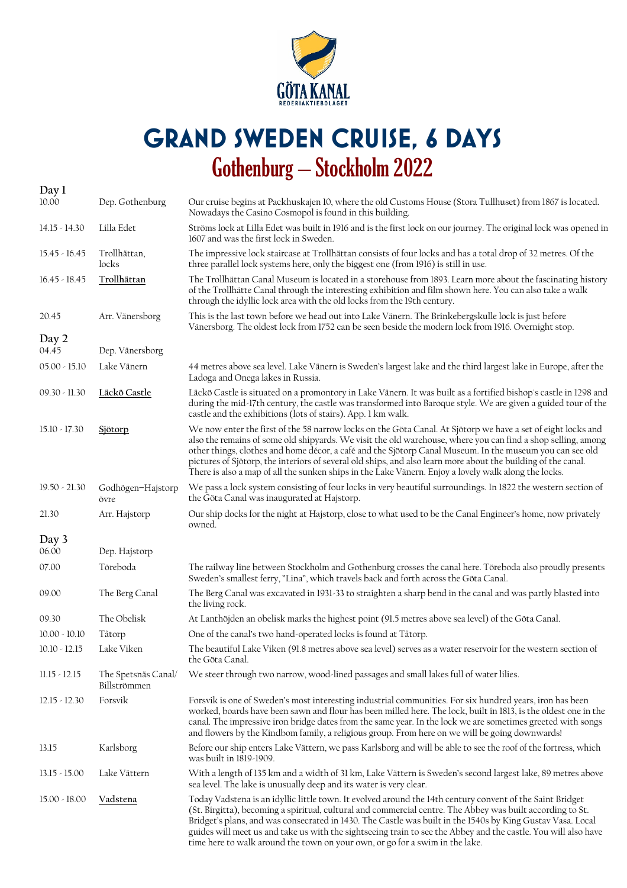# GRAND SWEDEN CRUISE, 6 DAYS

## Gothenburg – Stockholm 2022

**Day 1**

| | | |
|---|---|---|
| 10.00 | Dep. Gothenburg | Our cruise begins at Packhuskajen 10, where the old Customs House (Stora Tullhuset) from 1867 is located. Nowadays the Casino Cosmopol is found in this building. |
| 14.15 - 14.30 | Lilla Edet | Ströms lock at Lilla Edet was built in 1916 and is the first lock on our journey. The original lock was opened in 1607 and was the first lock in Sweden. |
| 15.45 - 16.45 | Trollhättan, locks | The impressive lock staircase at Trollhättan consists of four locks and has a total drop of 32 metres. Of the three parallel lock systems here, only the biggest one (from 1916) is still in use. |
| 16.45 - 18.45 | **Trollhättan** | The Trollhättan Canal Museum is located in a storehouse from 1893. Learn more about the fascinating history of the Trollhätte Canal through the interesting exhibition and film shown here. You can also take a walk through the idyllic lock area with the old locks from the 19th century. |
| 20.45 | Arr. Vänersborg | This is the last town before we head out into Lake Vänern. The Brinkebergskulle lock is just before Vänersborg. The oldest lock from 1752 can be seen beside the modern lock from 1916. Overnight stop. |

**Day 2**

| | | |
|---|---|---|
| 04.45 | Dep. Vänersborg | |
| 05.00 - 15.10 | Lake Vänern | 44 metres above sea level. Lake Vänern is Sweden's largest lake and the third largest lake in Europe, after the Ladoga and Onega lakes in Russia. |
| 09.30 - 11.30 | **Läckö Castle** | Läckö Castle is situated on a promontory in Lake Vänern. It was built as a fortified bishop's castle in 1298 and during the mid-17th century, the castle was transformed into Baroque style. We are given a guided tour of the castle and the exhibitions (lots of stairs). App. 1 km walk. |
| 15.10 - 17.30 | **Sjötorp** | We now enter the first of the 58 narrow locks on the Göta Canal. At Sjötorp we have a set of eight locks and also the remains of some old shipyards. We visit the old warehouse, where you can find a shop selling, among other things, clothes and home décor, a café and the Sjötorp Canal Museum. In the museum you can see old pictures of Sjötorp, the interiors of several old ships, and also learn more about the building of the canal. There is also a map of all the sunken ships in the Lake Vänern. Enjoy a lovely walk along the locks. |
| 19.50 - 21.30 | Godhögen–Hajstorp övre | We pass a lock system consisting of four locks in very beautiful surroundings. In 1822 the western section of the Göta Canal was inaugurated at Hajstorp. |
| 21.30 | Arr. Hajstorp | Our ship docks for the night at Hajstorp, close to what used to be the Canal Engineer's home, now privately owned. |

**Day 3**

| | | |
|---|---|---|
| 06.00 | Dep. Hajstorp | |
| 07.00 | Töreboda | The railway line between Stockholm and Gothenburg crosses the canal here. Töreboda also proudly presents Sweden's smallest ferry, "Lina", which travels back and forth across the Göta Canal. |
| 09.00 | The Berg Canal | The Berg Canal was excavated in 1931-33 to straighten a sharp bend in the canal and was partly blasted into the living rock. |
| 09.30 | The Obelisk | At Lanthöjden an obelisk marks the highest point (91.5 metres above sea level) of the Göta Canal. |
| 10.00 - 10.10 | Tåtorp | One of the canal's two hand-operated locks is found at Tåtorp. |
| 10.10 - 12.15 | Lake Viken | The beautiful Lake Viken (91.8 metres above sea level) serves as a water reservoir for the western section of the Göta Canal. |
| 11.15 - 12.15 | The Spetsnäs Canal/ Billströmmen | We steer through two narrow, wood-lined passages and small lakes full of water lilies. |
| 12.15 - 12.30 | Forsvik | Forsvik is one of Sweden's most interesting industrial communities. For six hundred years, iron has been worked, boards have been sawn and flour has been milled here. The lock, built in 1813, is the oldest one in the canal. The impressive iron bridge dates from the same year. In the lock we are sometimes greeted with songs and flowers by the Kindbom family, a religious group. From here on we will be going downwards! |
| 13.15 | Karlsborg | Before our ship enters Lake Vättern, we pass Karlsborg and will be able to see the roof of the fortress, which was built in 1819-1909. |
| 13.15 - 15.00 | Lake Vättern | With a length of 135 km and a width of 31 km, Lake Vättern is Sweden's second largest lake, 89 metres above sea level. The lake is unusually deep and its water is very clear. |
| 15.00 - 18.00 | **Vadstena** | Today Vadstena is an idyllic little town. It evolved around the 14th century convent of the Saint Bridget (St. Birgitta), becoming a spiritual, cultural and commercial centre. The Abbey was built according to St. Bridget's plans, and was consecrated in 1430. The Castle was built in the 1540s by King Gustav Vasa. Local guides will meet us and take us with the sightseeing train to see the Abbey and the castle. You will also have time here to walk around the town on your own, or go for a swim in the lake. |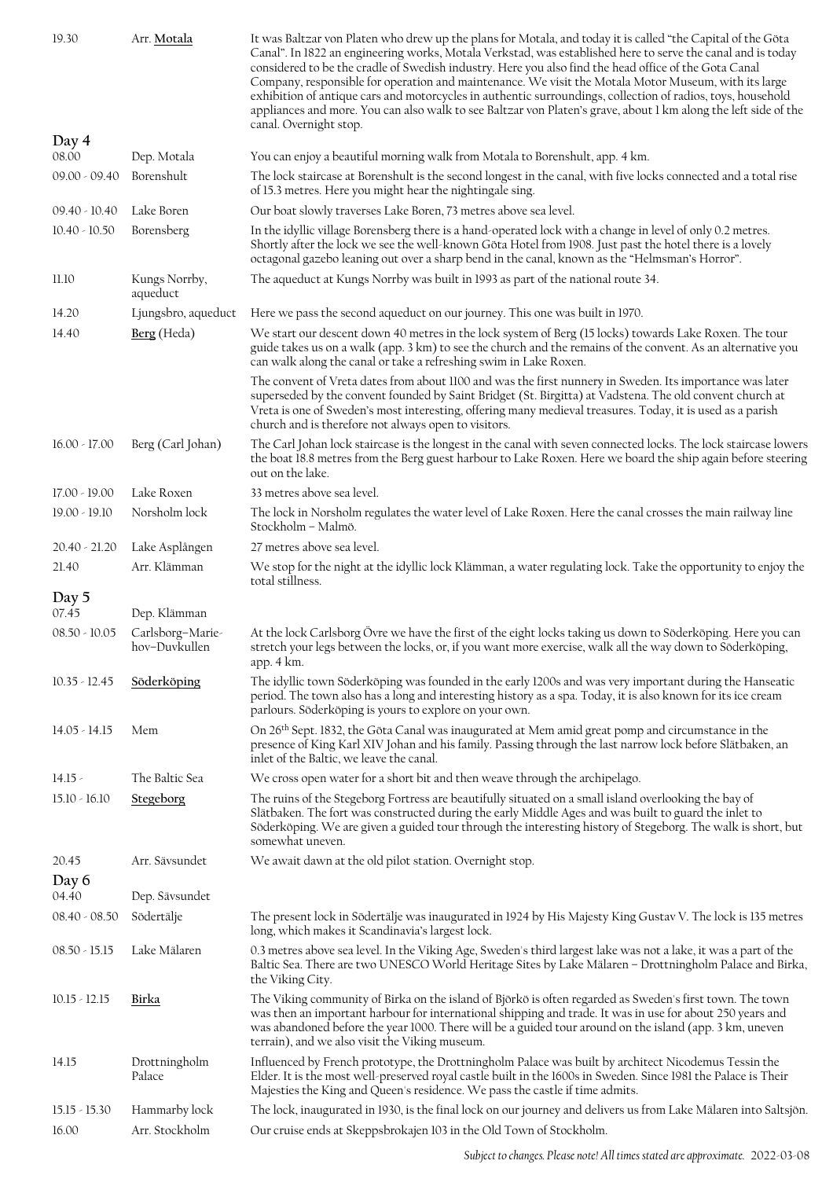| | | |
|---|---|---|
| 19.30 | Arr. **Motala** | It was Baltzar von Platen who drew up the plans for Motala, and today it is called "the Capital of the Göta Canal". In 1822 an engineering works, Motala Verkstad, was established here to serve the canal and is today considered to be the cradle of Swedish industry. Here you also find the head office of the Gota Canal Company, responsible for operation and maintenance. We visit the Motala Motor Museum, with its large exhibition of antique cars and motorcycles in authentic surroundings, collection of radios, toys, household appliances and more. You can also walk to see Baltzar von Platen's grave, about 1 km along the left side of the canal. Overnight stop. |

## Day 4

| | | |
|---|---|---|
| 08.00 | Dep. Motala | You can enjoy a beautiful morning walk from Motala to Borenshult, app. 4 km. |
| 09.00 - 09.40 | Borenshult | The lock staircase at Borenshult is the second longest in the canal, with five locks connected and a total rise of 15.3 metres. Here you might hear the nightingale sing. |
| 09.40 - 10.40 | Lake Boren | Our boat slowly traverses Lake Boren, 73 metres above sea level. |
| 10.40 - 10.50 | Borensberg | In the idyllic village Borensberg there is a hand-operated lock with a change in level of only 0.2 metres. Shortly after the lock we see the well-known Göta Hotel from 1908. Just past the hotel there is a lovely octagonal gazebo leaning out over a sharp bend in the canal, known as the "Helmsman's Horror". |
| 11.10 | Kungs Norrby, aqueduct | The aqueduct at Kungs Norrby was built in 1993 as part of the national route 34. |
| 14.20 | Ljungsbro, aqueduct | Here we pass the second aqueduct on our journey. This one was built in 1970. |
| 14.40 | **Berg** (Heda) | We start our descent down 40 metres in the lock system of Berg (15 locks) towards Lake Roxen. The tour guide takes us on a walk (app. 3 km) to see the church and the remains of the convent. As an alternative you can walk along the canal or take a refreshing swim in Lake Roxen. |
| | | The convent of Vreta dates from about 1100 and was the first nunnery in Sweden. Its importance was later superseded by the convent founded by Saint Bridget (St. Birgitta) at Vadstena. The old convent church at Vreta is one of Sweden's most interesting, offering many medieval treasures. Today, it is used as a parish church and is therefore not always open to visitors. |
| 16.00 - 17.00 | Berg (Carl Johan) | The Carl Johan lock staircase is the longest in the canal with seven connected locks. The lock staircase lowers the boat 18.8 metres from the Berg guest harbour to Lake Roxen. Here we board the ship again before steering out on the lake. |
| 17.00 - 19.00 | Lake Roxen | 33 metres above sea level. |
| 19.00 - 19.10 | Norsholm lock | The lock in Norsholm regulates the water level of Lake Roxen. Here the canal crosses the main railway line Stockholm – Malmö. |
| 20.40 - 21.20 | Lake Asplången | 27 metres above sea level. |
| 21.40 | Arr. Klämman | We stop for the night at the idyllic lock Klämman, a water regulating lock. Take the opportunity to enjoy the total stillness. |

## Day 5

| | | |
|---|---|---|
| 07.45 | Dep. Klämman | |
| 08.50 - 10.05 | Carlsborg–Mariehov–Duvkullen | At the lock Carlsborg Övre we have the first of the eight locks taking us down to Söderköping. Here you can stretch your legs between the locks, or, if you want more exercise, walk all the way down to Söderköping, app. 4 km. |
| 10.35 - 12.45 | **Söderköping** | The idyllic town Söderköping was founded in the early 1200s and was very important during the Hanseatic period. The town also has a long and interesting history as a spa. Today, it is also known for its ice cream parlours. Söderköping is yours to explore on your own. |
| 14.05 - 14.15 | Mem | On 26th Sept. 1832, the Göta Canal was inaugurated at Mem amid great pomp and circumstance in the presence of King Karl XIV Johan and his family. Passing through the last narrow lock before Slätbaken, an inlet of the Baltic, we leave the canal. |
| 14.15 - | The Baltic Sea | We cross open water for a short bit and then weave through the archipelago. |
| 15.10 - 16.10 | **Stegeborg** | The ruins of the Stegeborg Fortress are beautifully situated on a small island overlooking the bay of Slätbaken. The fort was constructed during the early Middle Ages and was built to guard the inlet to Söderköping. We are given a guided tour through the interesting history of Stegeborg. The walk is short, but somewhat uneven. |
| 20.45 | Arr. Sävsundet | We await dawn at the old pilot station. Overnight stop. |

## Day 6

| | | |
|---|---|---|
| 04.40 | Dep. Sävsundet | |
| 08.40 - 08.50 | Södertälje | The present lock in Södertälje was inaugurated in 1924 by His Majesty King Gustav V. The lock is 135 metres long, which makes it Scandinavia's largest lock. |
| 08.50 - 15.15 | Lake Mälaren | 0.3 metres above sea level. In the Viking Age, Sweden's third largest lake was not a lake, it was a part of the Baltic Sea. There are two UNESCO World Heritage Sites by Lake Mälaren – Drottningholm Palace and Birka, the Viking City. |
| 10.15 - 12.15 | **Birka** | The Viking community of Birka on the island of Björkö is often regarded as Sweden's first town. The town was then an important harbour for international shipping and trade. It was in use for about 250 years and was abandoned before the year 1000. There will be a guided tour around on the island (app. 3 km, uneven terrain), and we also visit the Viking museum. |
| 14.15 | Drottningholm Palace | Influenced by French prototype, the Drottningholm Palace was built by architect Nicodemus Tessin the Elder. It is the most well-preserved royal castle built in the 1600s in Sweden. Since 1981 the Palace is Their Majesties the King and Queen's residence. We pass the castle if time admits. |
| 15.15 - 15.30 | Hammarby lock | The lock, inaugurated in 1930, is the final lock on our journey and delivers us from Lake Mälaren into Saltsjön. |
| 16.00 | Arr. Stockholm | Our cruise ends at Skeppsbrokajen 103 in the Old Town of Stockholm. |

*Subject to changes. Please note! All times stated are approximate.* 2022-03-08